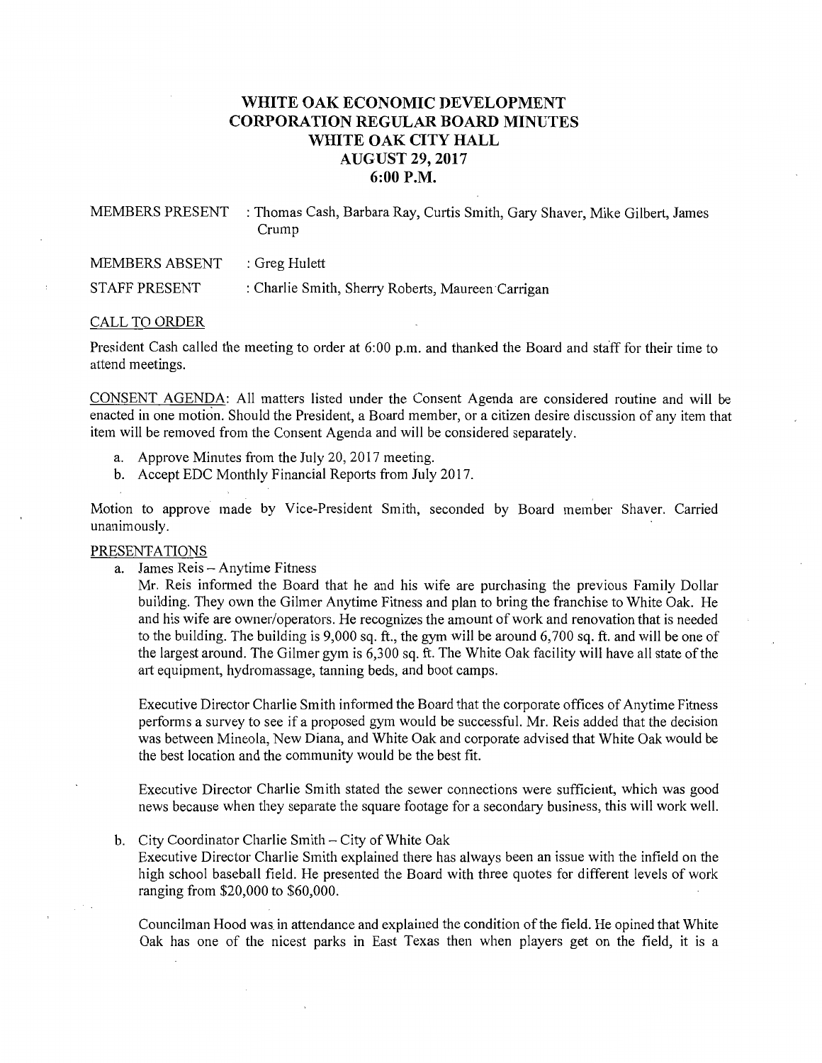# WHITE OAK ECONOMIC DEVELOPMENT CORPORATION REGULAR BOARD MINUTES
## WHITE OAK CITY HALL
## AUGUST 29, 2017
## 6:00 P.M.

MEMBERS PRESENT : Thomas Cash, Barbara Ray, Curtis Smith, Gary Shaver, Mike Gilbert, James Crump

MEMBERS ABSENT : Greg Hulett

STAFF PRESENT : Charlie Smith, Sherry Roberts, Maureen Carrigan

CALL TO ORDER

President Cash called the meeting to order at 6:00 p.m. and thanked the Board and staff for their time to attend meetings.

CONSENT AGENDA: All matters listed under the Consent Agenda are considered routine and will be enacted in one motion. Should the President, a Board member, or a citizen desire discussion of any item that item will be removed from the Consent Agenda and will be considered separately.

a. Approve Minutes from the July 20, 2017 meeting.
b. Accept EDC Monthly Financial Reports from July 2017.

Motion to approve made by Vice-President Smith, seconded by Board member Shaver. Carried unanimously.

PRESENTATIONS

a. James Reis – Anytime Fitness

Mr. Reis informed the Board that he and his wife are purchasing the previous Family Dollar building. They own the Gilmer Anytime Fitness and plan to bring the franchise to White Oak. He and his wife are owner/operators. He recognizes the amount of work and renovation that is needed to the building. The building is 9,000 sq. ft., the gym will be around 6,700 sq. ft. and will be one of the largest around. The Gilmer gym is 6,300 sq. ft. The White Oak facility will have all state of the art equipment, hydromassage, tanning beds, and boot camps.

Executive Director Charlie Smith informed the Board that the corporate offices of Anytime Fitness performs a survey to see if a proposed gym would be successful. Mr. Reis added that the decision was between Mineola, New Diana, and White Oak and corporate advised that White Oak would be the best location and the community would be the best fit.

Executive Director Charlie Smith stated the sewer connections were sufficient, which was good news because when they separate the square footage for a secondary business, this will work well.

b. City Coordinator Charlie Smith – City of White Oak

Executive Director Charlie Smith explained there has always been an issue with the infield on the high school baseball field. He presented the Board with three quotes for different levels of work ranging from \$20,000 to \$60,000.

Councilman Hood was in attendance and explained the condition of the field. He opined that White Oak has one of the nicest parks in East Texas then when players get on the field, it is a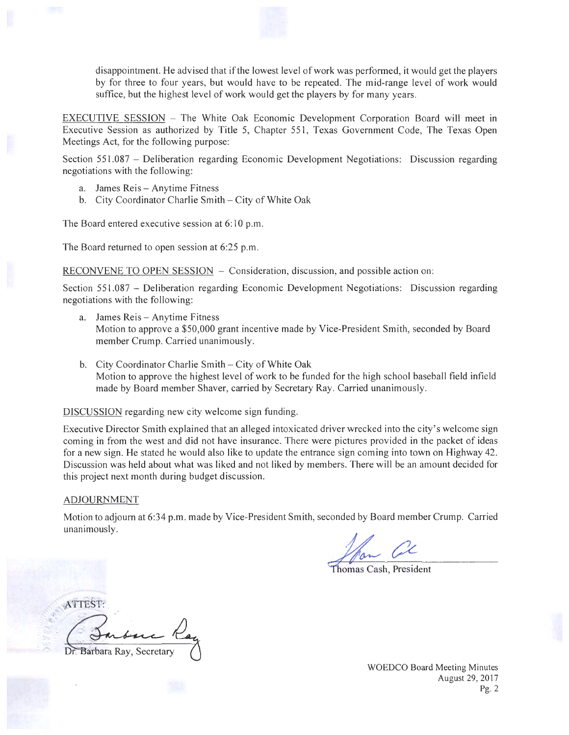disappointment. He advised that if the lowest level of work was performed, it would get the players by for three to four years, but would have to be repeated. The mid-range level of work would suffice, but the highest level of work would get the players by for many years.

<u>EXECUTIVE SESSION</u> – The White Oak Economic Development Corporation Board will meet in Executive Session as authorized by Title 5, Chapter 551, Texas Government Code, The Texas Open Meetings Act, for the following purpose:

Section 551.087 – Deliberation regarding Economic Development Negotiations: Discussion regarding negotiations with the following:

a. James Reis – Anytime Fitness
b. City Coordinator Charlie Smith – City of White Oak

The Board entered executive session at 6:10 p.m.

The Board returned to open session at 6:25 p.m.

<u>RECONVENE TO OPEN SESSION</u> – Consideration, discussion, and possible action on:

Section 551.087 – Deliberation regarding Economic Development Negotiations: Discussion regarding negotiations with the following:

a. James Reis – Anytime Fitness
   Motion to approve a $50,000 grant incentive made by Vice-President Smith, seconded by Board member Crump. Carried unanimously.

b. City Coordinator Charlie Smith – City of White Oak
   Motion to approve the highest level of work to be funded for the high school baseball field infield made by Board member Shaver, carried by Secretary Ray. Carried unanimously.

<u>DISCUSSION</u> regarding new city welcome sign funding.

Executive Director Smith explained that an alleged intoxicated driver wrecked into the city's welcome sign coming in from the west and did not have insurance. There were pictures provided in the packet of ideas for a new sign. He stated he would also like to update the entrance sign coming into town on Highway 42. Discussion was held about what was liked and not liked by members. There will be an amount decided for this project next month during budget discussion.

<u>ADJOURNMENT</u>

Motion to adjourn at 6:34 p.m. made by Vice-President Smith, seconded by Board member Crump. Carried unanimously.

Thomas Cash, President

ATTEST:

Dr. Barbara Ray, Secretary

WOEDCO Board Meeting Minutes
August 29, 2017